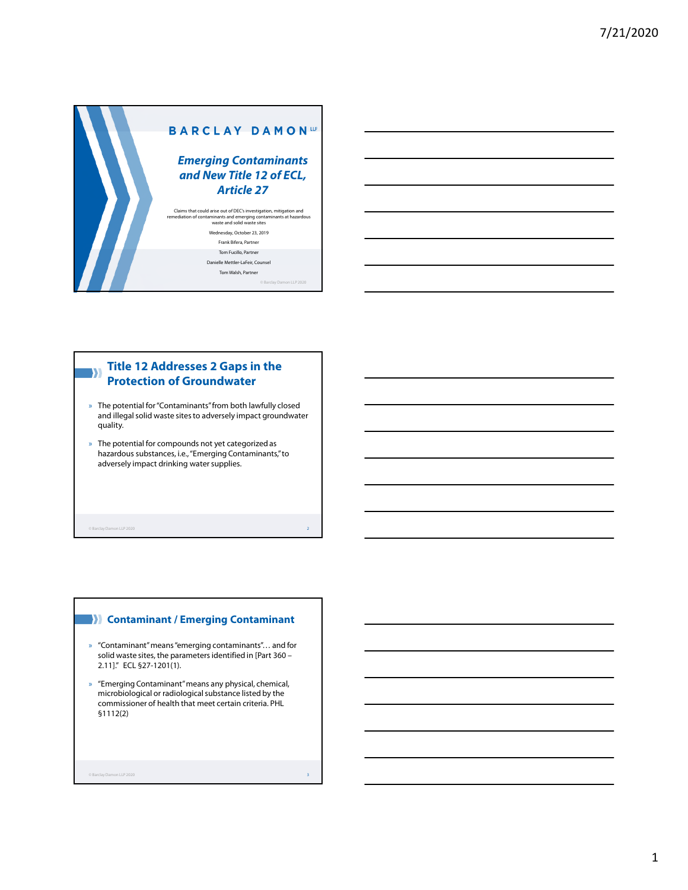# BARCLAY DAMON LLP

## *Emerging Contaminants and New Title 12 of ECL, Article 27*

Claims that could arise out of DEC's investigation, mitigation and remediation of contaminants and emerging contaminants at hazardous waste and solid waste sites

Wednesday, October 23, 2019

Frank Bifera, Partner

Tom Fucillo, Partner

Danielle Mettler-LaFeir, Counsel

Tom Walsh, Partner

© Barclay Damon LLP 2020

## Title 12 Addresses 2 Gaps in the Protection of Groundwater

- The potential for "Contaminants" from both lawfully closed and illegal solid waste sites to adversely impact groundwater quality.
- The potential for compounds not yet categorized as hazardous substances, i.e., "Emerging Contaminants," to adversely impact drinking water supplies.

© Barclay Damon LLP 2020

## Contaminant / Emerging Contaminant

- "Contaminant" means "emerging contaminants"… and for solid waste sites, the parameters identified in [Part 360 – 2.11]." ECL §27-1201(1).
- "Emerging Contaminant" means any physical, chemical, microbiological or radiological substance listed by the commissioner of health that meet certain criteria. PHL §1112(2)

© Barclay Damon LLP 2020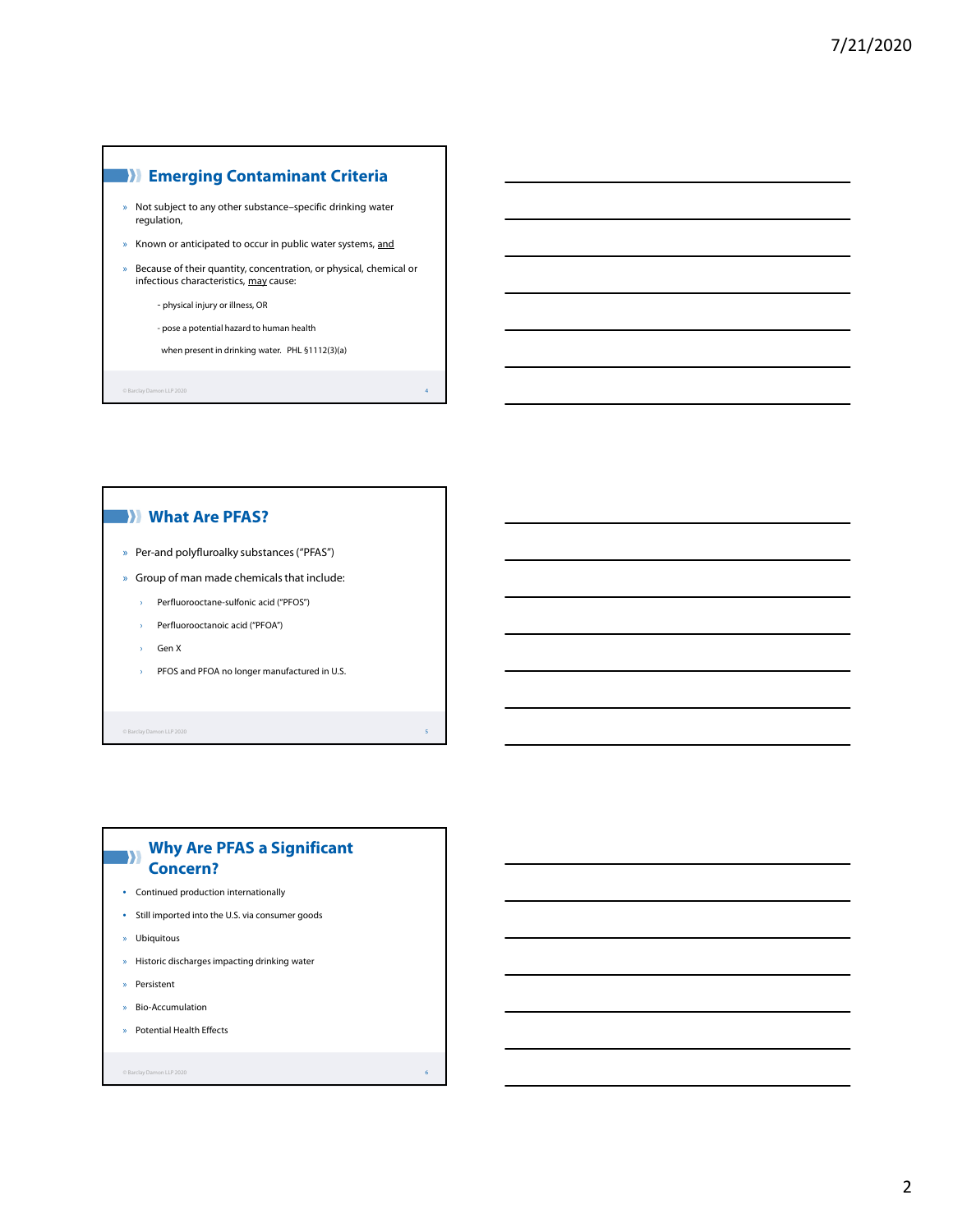## Emerging Contaminant Criteria

- Not subject to any other substance–specific drinking water regulation,
- Known or anticipated to occur in public water systems, <u>and</u>
- Because of their quantity, concentration, or physical, chemical or infectious characteristics, <u>may</u> cause:
  - physical injury or illness, OR
  - pose a potential hazard to human health

  when present in drinking water. PHL §1112(3)(a)

## What Are PFAS?

- Per-and polyfluroalky substances ("PFAS")
- Group of man made chemicals that include:
  - Perfluorooctane-sulfonic acid ("PFOS")
  - Perfluorooctanoic acid ("PFOA")
  - Gen X
  - PFOS and PFOA no longer manufactured in U.S.

## Why Are PFAS a Significant Concern?

- Continued production internationally
- Still imported into the U.S. via consumer goods
- Ubiquitous
- Historic discharges impacting drinking water
- Persistent
- Bio-Accumulation
- Potential Health Effects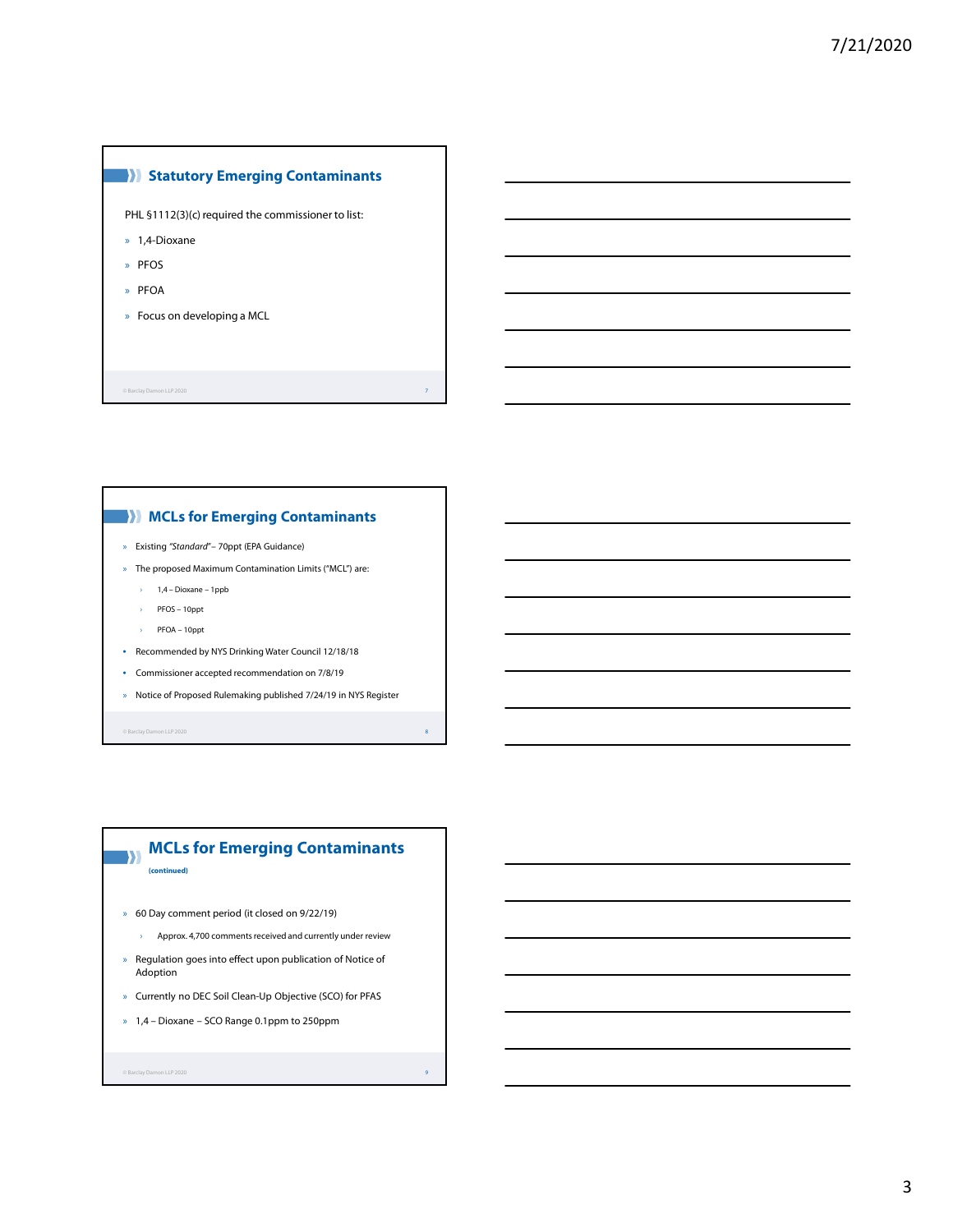## Statutory Emerging Contaminants

PHL §1112(3)(c) required the commissioner to list:

- 1,4-Dioxane
- PFOS
- PFOA
- Focus on developing a MCL

## MCLs for Emerging Contaminants

- Existing *"Standard"* – 70ppt (EPA Guidance)
- The proposed Maximum Contamination Limits ("MCL") are:
  - 1,4 – Dioxane – 1ppb
  - PFOS – 10ppt
  - PFOA – 10ppt
- Recommended by NYS Drinking Water Council 12/18/18
- Commissioner accepted recommendation on 7/8/19
- Notice of Proposed Rulemaking published 7/24/19 in NYS Register

## MCLs for Emerging Contaminants

**(continued)**

- 60 Day comment period (it closed on 9/22/19)
  - Approx. 4,700 comments received and currently under review
- Regulation goes into effect upon publication of Notice of Adoption
- Currently no DEC Soil Clean-Up Objective (SCO) for PFAS
- 1,4 – Dioxane – SCO Range 0.1ppm to 250ppm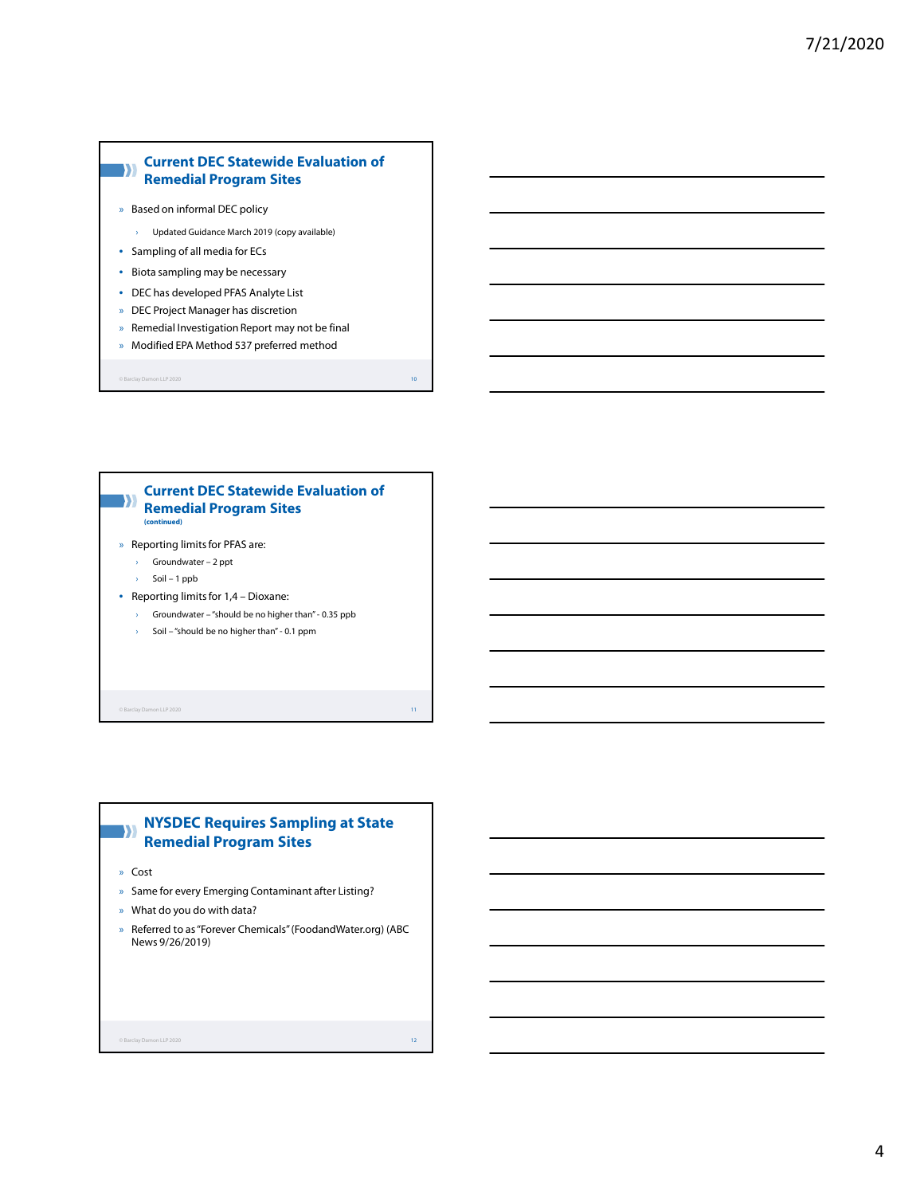## Current DEC Statewide Evaluation of Remedial Program Sites

- Based on informal DEC policy
  - Updated Guidance March 2019 (copy available)
- Sampling of all media for ECs
- Biota sampling may be necessary
- DEC has developed PFAS Analyte List
- DEC Project Manager has discretion
- Remedial Investigation Report may not be final
- Modified EPA Method 537 preferred method

## Current DEC Statewide Evaluation of Remedial Program Sites

**(continued)**

- Reporting limits for PFAS are:
  - Groundwater – 2 ppt
  - Soil – 1 ppb
- Reporting limits for 1,4 – Dioxane:
  - Groundwater – "should be no higher than" - 0.35 ppb
  - Soil – "should be no higher than" - 0.1 ppm

## NYSDEC Requires Sampling at State Remedial Program Sites

- Cost
- Same for every Emerging Contaminant after Listing?
- What do you do with data?
- Referred to as "Forever Chemicals" (FoodandWater.org) (ABC News 9/26/2019)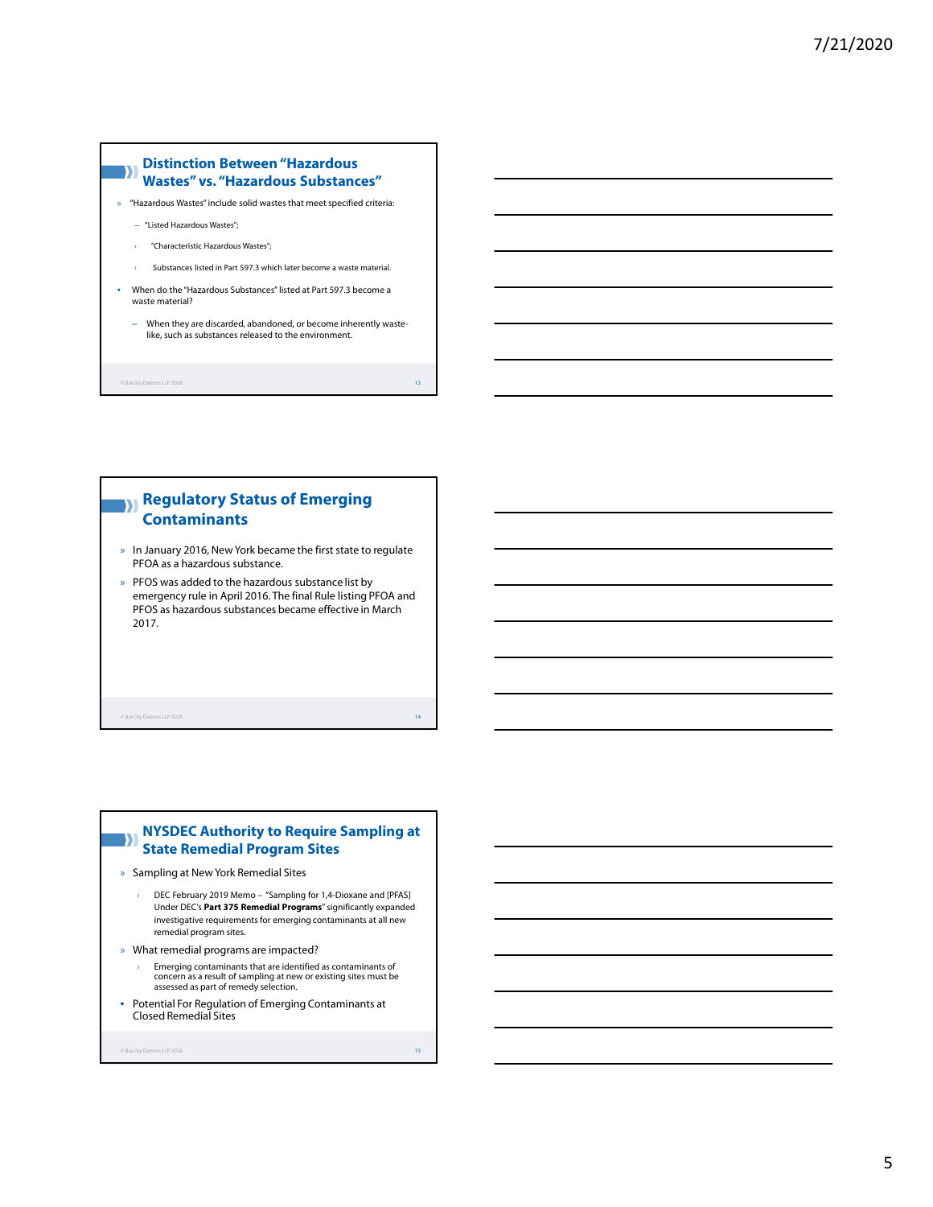## Distinction Between "Hazardous Wastes" vs. "Hazardous Substances"

- "Hazardous Wastes" include solid wastes that meet specified criteria:
  - "Listed Hazardous Wastes";
  - "Characteristic Hazardous Wastes";
  - Substances listed in Part 597.3 which later become a waste material.
- When do the "Hazardous Substances" listed at Part 597.3 become a waste material?
  - When they are discarded, abandoned, or become inherently waste-like, such as substances released to the environment.

© Barclay Damon LLP 2020

## Regulatory Status of Emerging Contaminants

- In January 2016, New York became the first state to regulate PFOA as a hazardous substance.
- PFOS was added to the hazardous substance list by emergency rule in April 2016. The final Rule listing PFOA and PFOS as hazardous substances became effective in March 2017.

© Barclay Damon LLP 2020

## NYSDEC Authority to Require Sampling at State Remedial Program Sites

- Sampling at New York Remedial Sites
  - DEC February 2019 Memo – "Sampling for 1,4-Dioxane and [PFAS] Under DEC's **Part 375 Remedial Programs**" significantly expanded investigative requirements for emerging contaminants at all new remedial program sites.
- What remedial programs are impacted?
  - Emerging contaminants that are identified as contaminants of concern as a result of sampling at new or existing sites must be assessed as part of remedy selection.
- Potential For Regulation of Emerging Contaminants at Closed Remedial Sites

© Barclay Damon LLP 2020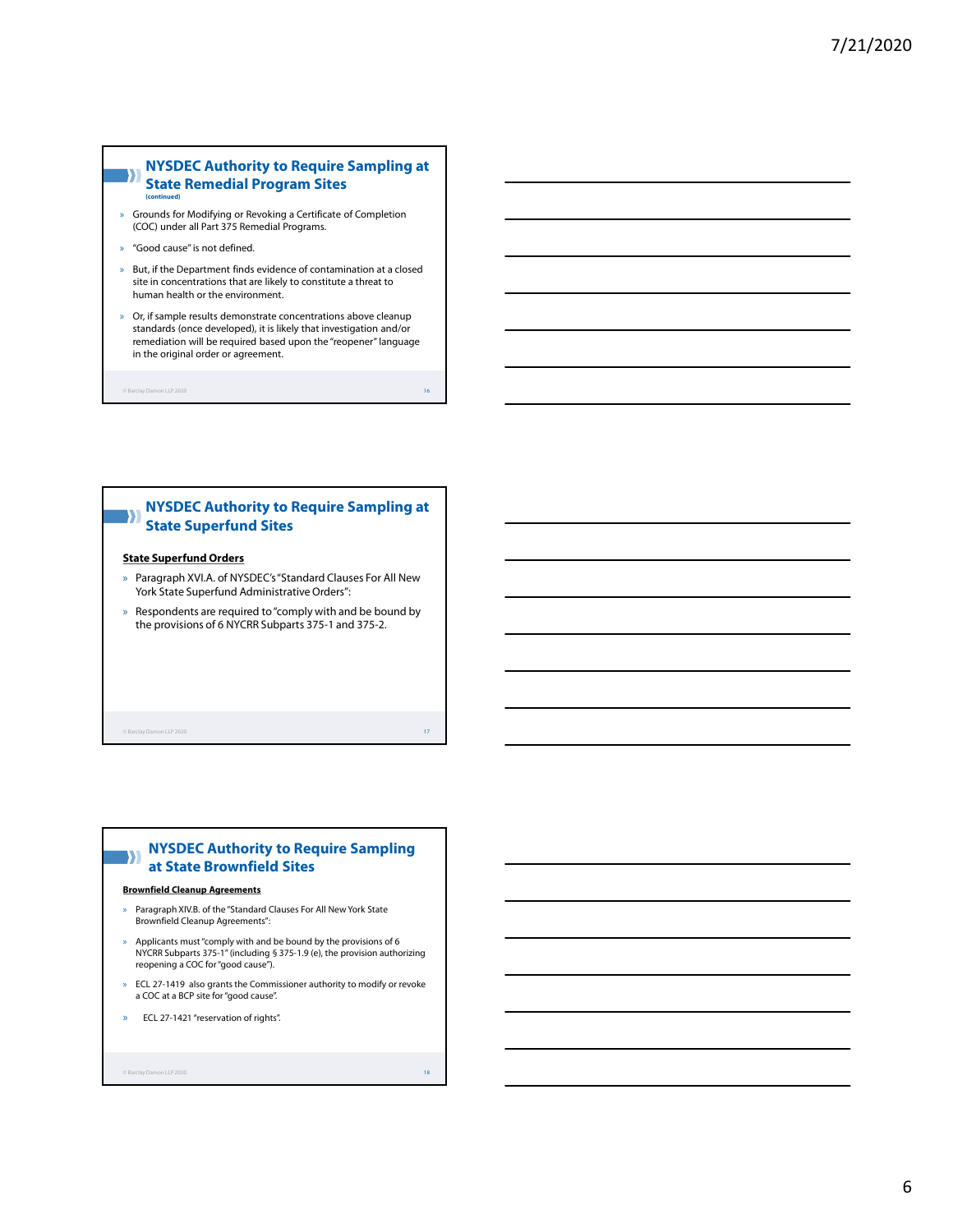## NYSDEC Authority to Require Sampling at State Remedial Program Sites

(continued)

- Grounds for Modifying or Revoking a Certificate of Completion (COC) under all Part 375 Remedial Programs.
- "Good cause" is not defined.
- But, if the Department finds evidence of contamination at a closed site in concentrations that are likely to constitute a threat to human health or the environment.
- Or, if sample results demonstrate concentrations above cleanup standards (once developed), it is likely that investigation and/or remediation will be required based upon the "reopener" language in the original order or agreement.

© Barclay Damon LLP 2020

## NYSDEC Authority to Require Sampling at State Superfund Sites

**State Superfund Orders**

- Paragraph XVI.A. of NYSDEC's "Standard Clauses For All New York State Superfund Administrative Orders":
- Respondents are required to "comply with and be bound by the provisions of 6 NYCRR Subparts 375-1 and 375-2.

© Barclay Damon LLP 2020

## NYSDEC Authority to Require Sampling at State Brownfield Sites

**Brownfield Cleanup Agreements**

- Paragraph XIV.B. of the "Standard Clauses For All New York State Brownfield Cleanup Agreements":
- Applicants must "comply with and be bound by the provisions of 6 NYCRR Subparts 375-1" (including § 375-1.9 (e), the provision authorizing reopening a COC for "good cause").
- ECL 27-1419 also grants the Commissioner authority to modify or revoke a COC at a BCP site for "good cause".
- ECL 27-1421 "reservation of rights".

© Barclay Damon LLP 2020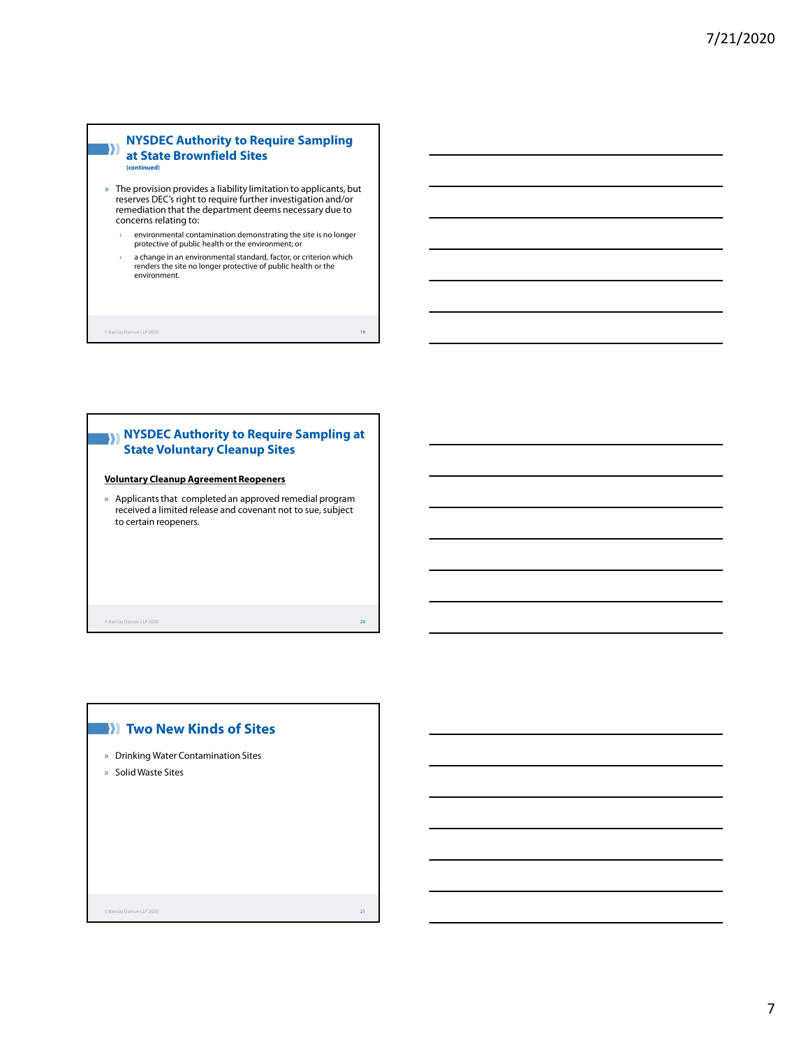## NYSDEC Authority to Require Sampling at State Brownfield Sites

**(continued)**

- The provision provides a liability limitation to applicants, but reserves DEC's right to require further investigation and/or remediation that the department deems necessary due to concerns relating to:
  - environmental contamination demonstrating the site is no longer protective of public health or the environment; or
  - a change in an environmental standard, factor, or criterion which renders the site no longer protective of public health or the environment.

## NYSDEC Authority to Require Sampling at State Voluntary Cleanup Sites

**Voluntary Cleanup Agreement Reopeners**

- Applicants that completed an approved remedial program received a limited release and covenant not to sue, subject to certain reopeners.

## Two New Kinds of Sites

- Drinking Water Contamination Sites
- Solid Waste Sites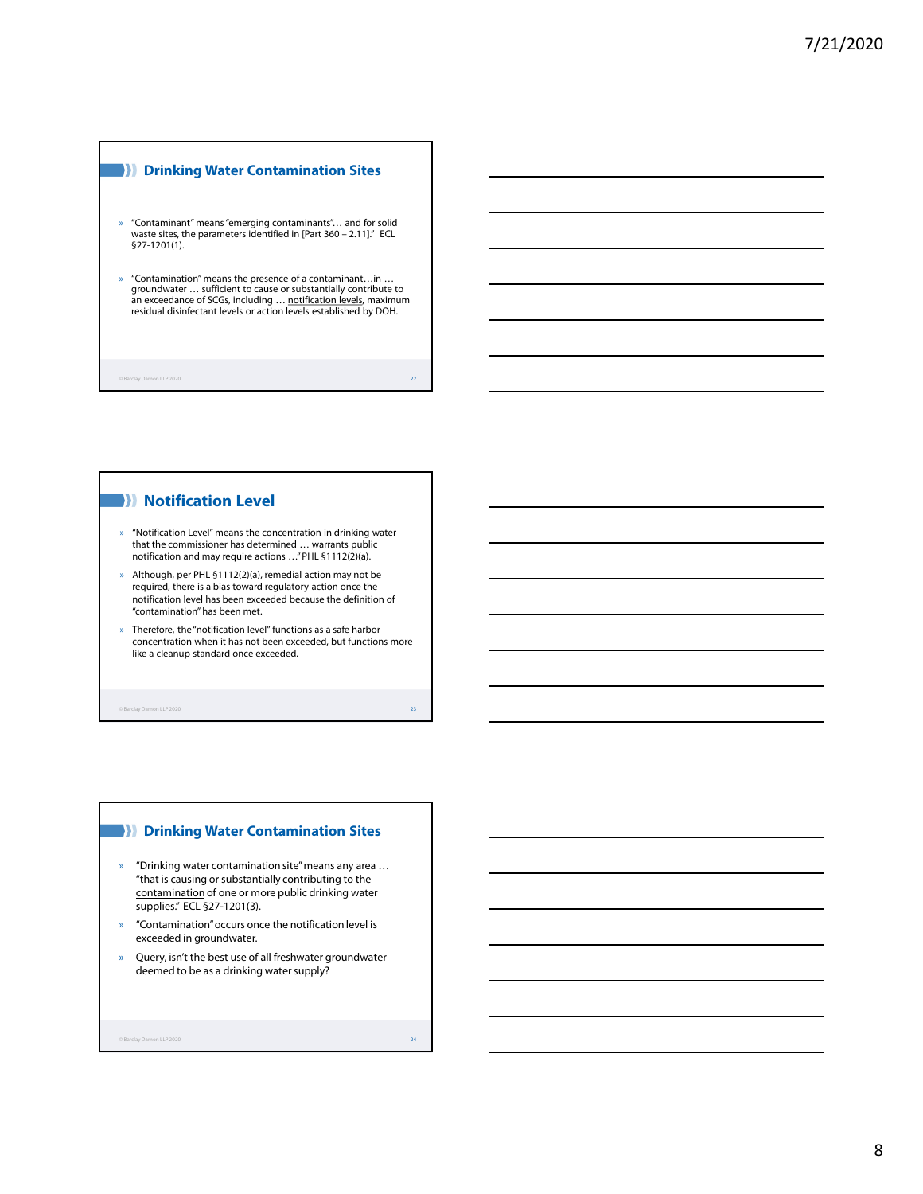## Drinking Water Contamination Sites

- "Contaminant" means "emerging contaminants"… and for solid waste sites, the parameters identified in [Part 360 – 2.11]." ECL §27-1201(1).
- "Contamination" means the presence of a contaminant…in … groundwater … sufficient to cause or substantially contribute to an exceedance of SCGs, including … notification levels, maximum residual disinfectant levels or action levels established by DOH.

## Notification Level

- "Notification Level" means the concentration in drinking water that the commissioner has determined … warrants public notification and may require actions …" PHL §1112(2)(a).
- Although, per PHL §1112(2)(a), remedial action may not be required, there is a bias toward regulatory action once the notification level has been exceeded because the definition of "contamination" has been met.
- Therefore, the "notification level" functions as a safe harbor concentration when it has not been exceeded, but functions more like a cleanup standard once exceeded.

## Drinking Water Contamination Sites

- "Drinking water contamination site" means any area … "that is causing or substantially contributing to the contamination of one or more public drinking water supplies." ECL §27-1201(3).
- "Contamination" occurs once the notification level is exceeded in groundwater.
- Query, isn't the best use of all freshwater groundwater deemed to be as a drinking water supply?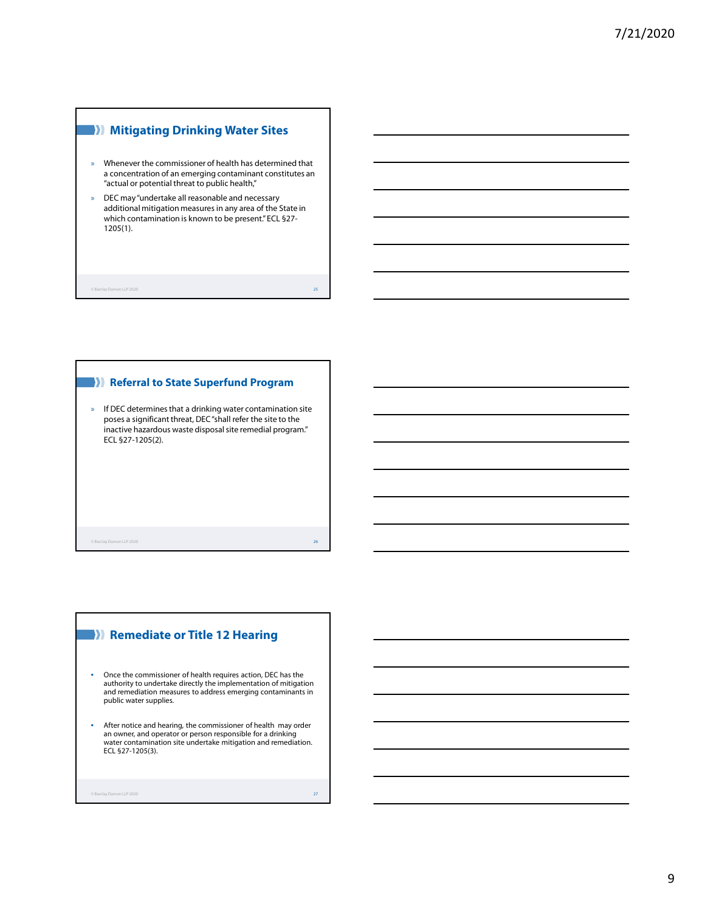## Mitigating Drinking Water Sites

- Whenever the commissioner of health has determined that a concentration of an emerging contaminant constitutes an "actual or potential threat to public health,"
- DEC may "undertake all reasonable and necessary additional mitigation measures in any area of the State in which contamination is known to be present." ECL §27-1205(1).

## Referral to State Superfund Program

- If DEC determines that a drinking water contamination site poses a significant threat, DEC "shall refer the site to the inactive hazardous waste disposal site remedial program." ECL §27-1205(2).

## Remediate or Title 12 Hearing

- Once the commissioner of health requires action, DEC has the authority to undertake directly the implementation of mitigation and remediation measures to address emerging contaminants in public water supplies.
- After notice and hearing, the commissioner of health may order an owner, and operator or person responsible for a drinking water contamination site undertake mitigation and remediation. ECL §27-1205(3).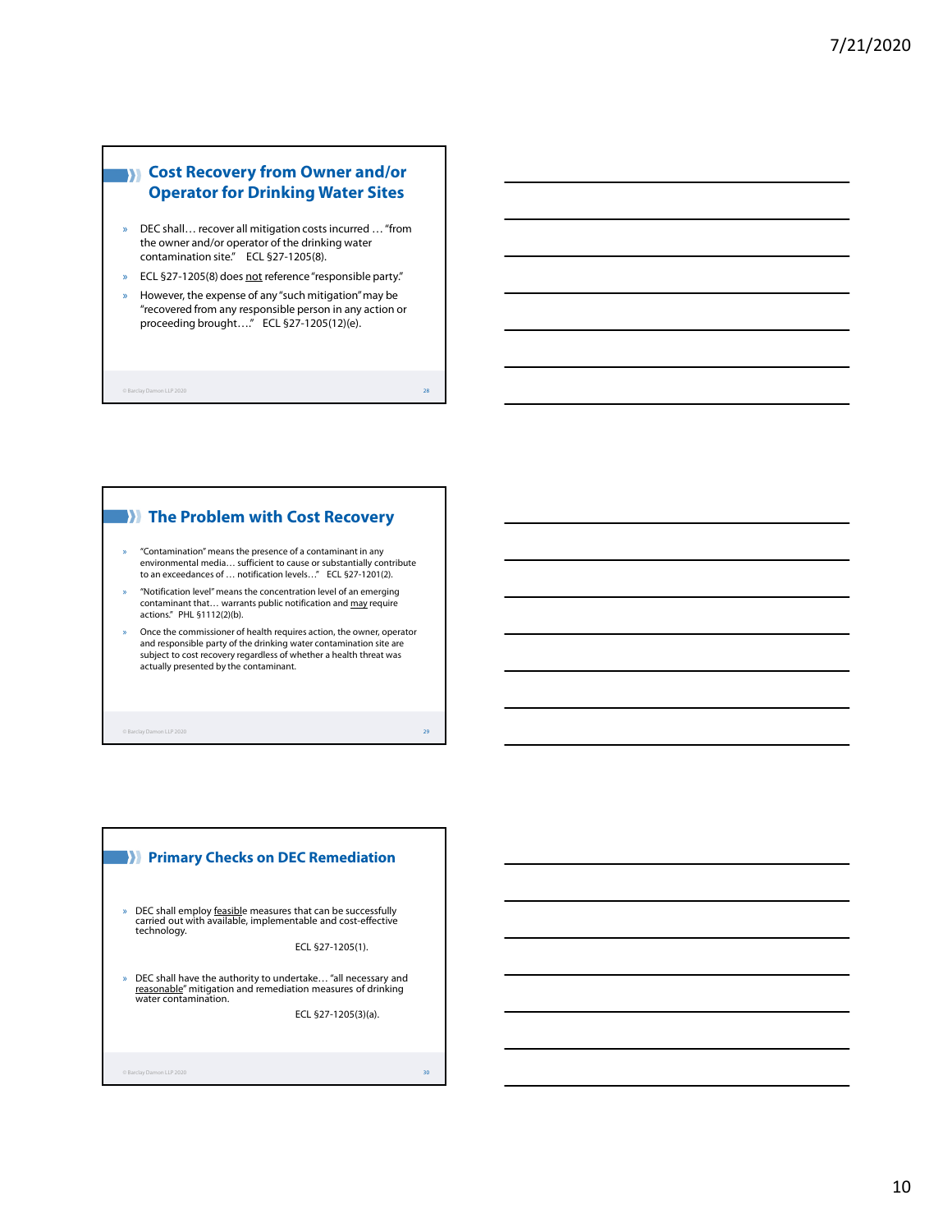## Cost Recovery from Owner and/or Operator for Drinking Water Sites

- DEC shall… recover all mitigation costs incurred … "from the owner and/or operator of the drinking water contamination site." ECL §27-1205(8).
- ECL §27-1205(8) does not reference "responsible party."
- However, the expense of any "such mitigation" may be "recovered from any responsible person in any action or proceeding brought…." ECL §27-1205(12)(e).

## The Problem with Cost Recovery

- "Contamination" means the presence of a contaminant in any environmental media… sufficient to cause or substantially contribute to an exceedances of … notification levels…" ECL §27-1201(2).
- "Notification level" means the concentration level of an emerging contaminant that… warrants public notification and may require actions." PHL §1112(2)(b).
- Once the commissioner of health requires action, the owner, operator and responsible party of the drinking water contamination site are subject to cost recovery regardless of whether a health threat was actually presented by the contaminant.

## Primary Checks on DEC Remediation

- DEC shall employ feasible measures that can be successfully carried out with available, implementable and cost-effective technology.

  ECL §27-1205(1).

- DEC shall have the authority to undertake… "all necessary and reasonable" mitigation and remediation measures of drinking water contamination.

  ECL §27-1205(3)(a).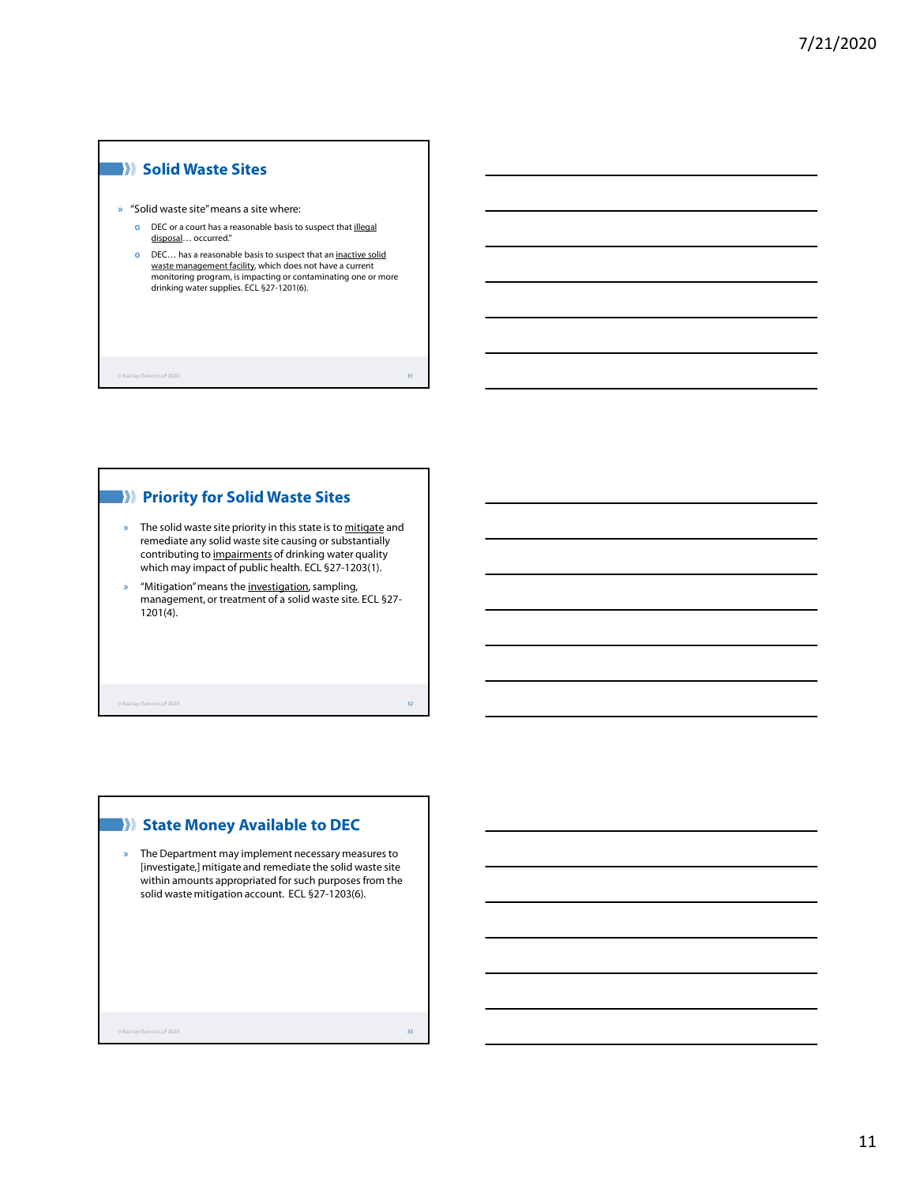## Solid Waste Sites

- "Solid waste site" means a site where:
  - DEC or a court has a reasonable basis to suspect that <u>illegal disposal</u>… occurred."
  - DEC… has a reasonable basis to suspect that an <u>inactive solid waste management facility</u>, which does not have a current monitoring program, is impacting or contaminating one or more drinking water supplies. ECL §27-1201(6).

## Priority for Solid Waste Sites

- The solid waste site priority in this state is to <u>mitigate</u> and remediate any solid waste site causing or substantially contributing to <u>impairments</u> of drinking water quality which may impact of public health. ECL §27-1203(1).
- "Mitigation" means the <u>investigation</u>, sampling, management, or treatment of a solid waste site. ECL §27-1201(4).

## State Money Available to DEC

- The Department may implement necessary measures to [investigate,] mitigate and remediate the solid waste site within amounts appropriated for such purposes from the solid waste mitigation account. ECL §27-1203(6).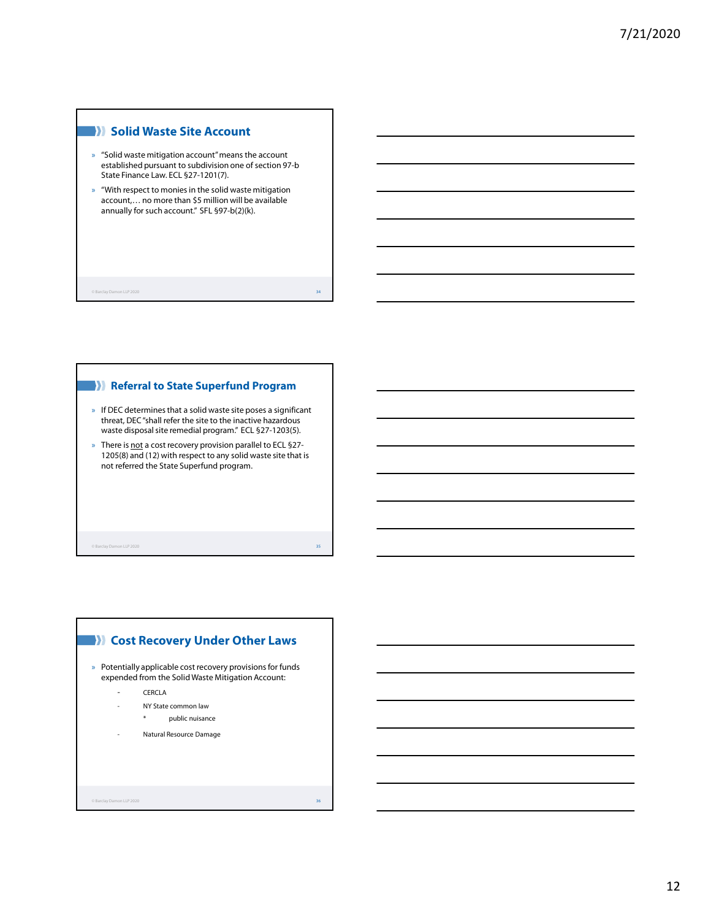## Solid Waste Site Account

- "Solid waste mitigation account" means the account established pursuant to subdivision one of section 97-b State Finance Law. ECL §27-1201(7).
- "With respect to monies in the solid waste mitigation account,… no more than $5 million will be available annually for such account." SFL §97-b(2)(k).

## Referral to State Superfund Program

- If DEC determines that a solid waste site poses a significant threat, DEC "shall refer the site to the inactive hazardous waste disposal site remedial program." ECL §27-1203(5).
- There is <u>not</u> a cost recovery provision parallel to ECL §27-1205(8) and (12) with respect to any solid waste site that is not referred the State Superfund program.

## Cost Recovery Under Other Laws

- Potentially applicable cost recovery provisions for funds expended from the Solid Waste Mitigation Account:
  - CERCLA
  - NY State common law
    - public nuisance
  - Natural Resource Damage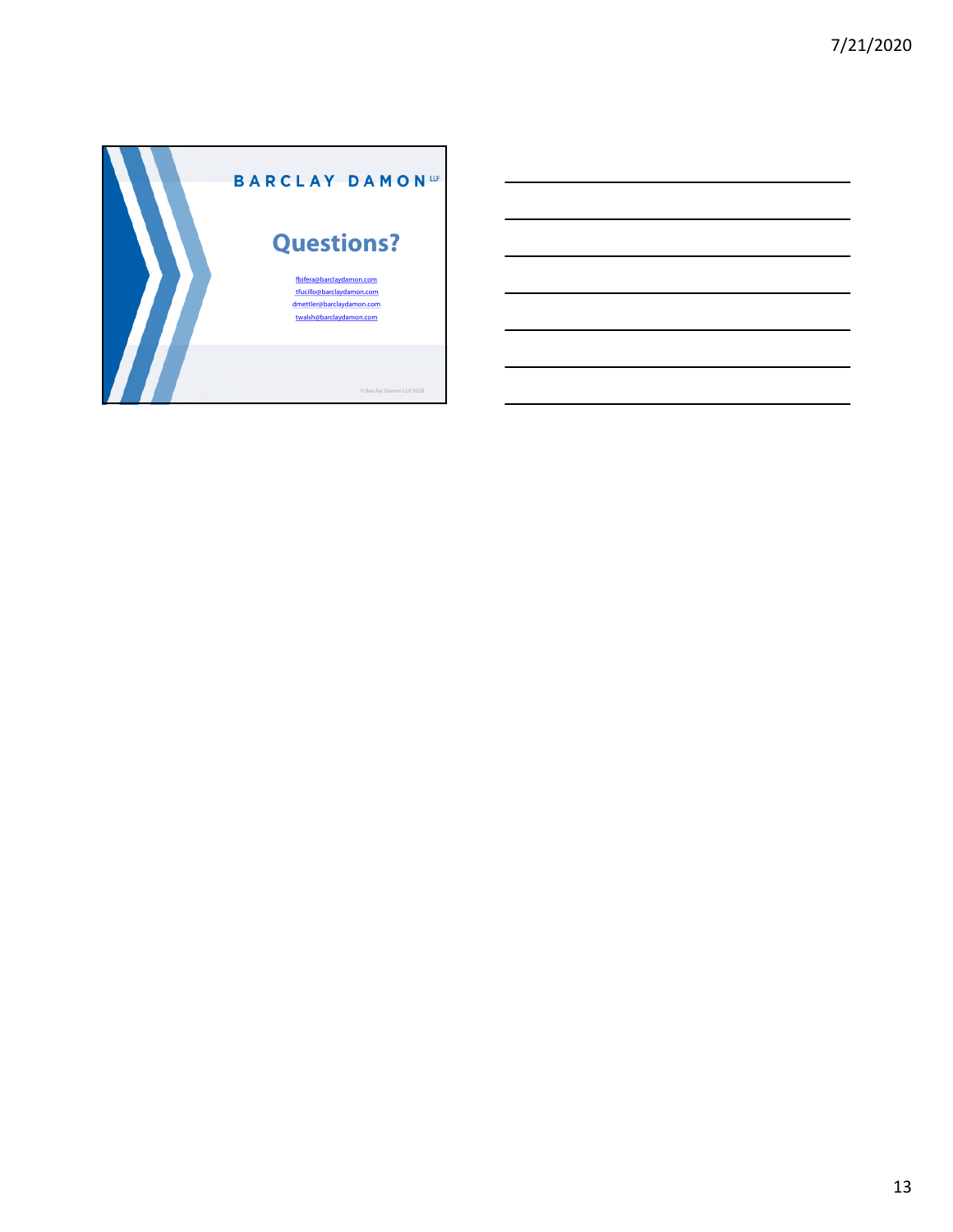BARCLAY DAMON LLP

# Questions?

fbifera@barclaydamon.com
tfucillo@barclaydamon.com
dmettler@barclaydamon.com
twalsh@barclaydamon.com

© Barclay Damon LLP 2020